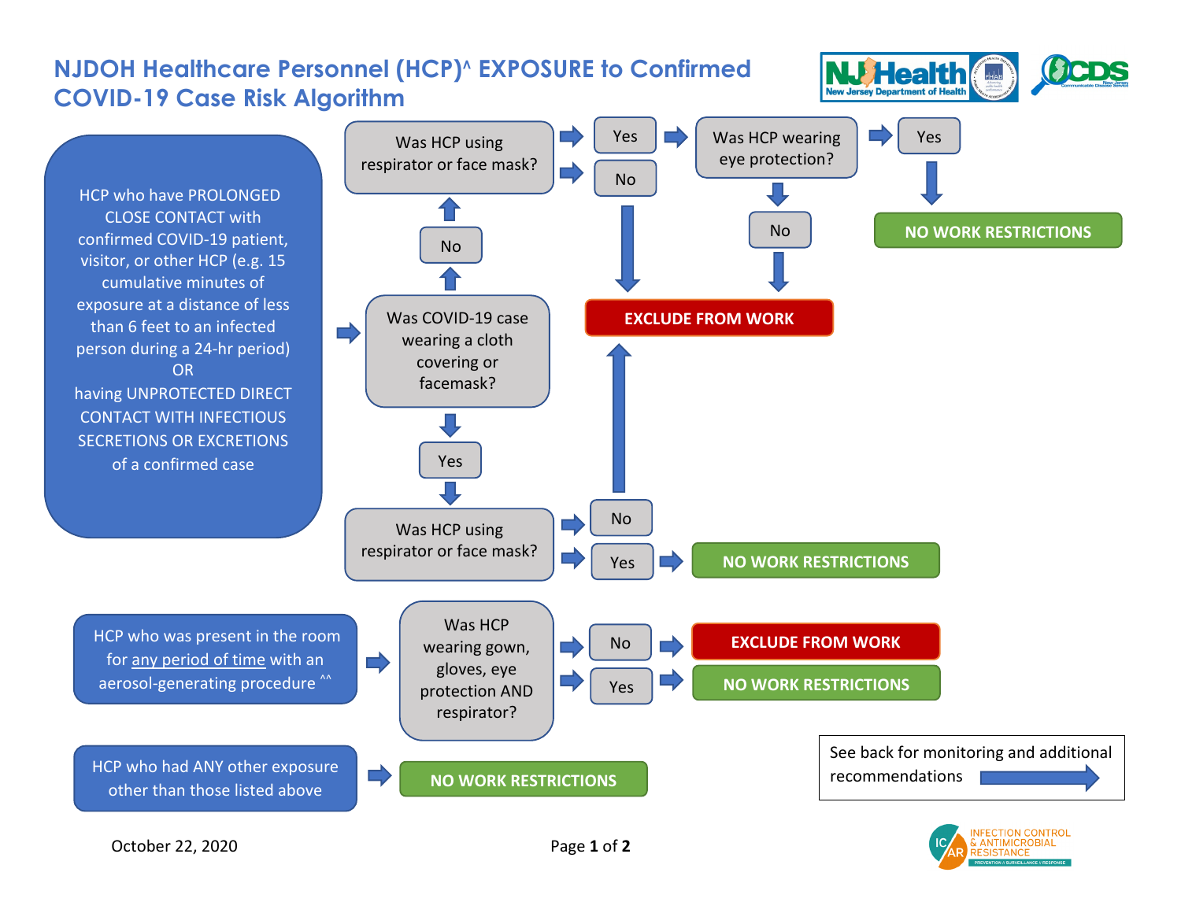# NJDOH Healthcare Personnel (HCP)^ EXPOSURE to Confirmed COVID-19 Case Risk Algorithm

**HCP who have PROLONGED CLOSE CONTACT with confirmed COVID-19 patient, visitor, or other HCP (e.g. 15 cumulative minutes of exposure at a distance of less than 6 feet to an infected person during a 24-hr period) OR having UNPROTECTED DIRECT CONTACT WITH INFECTIOUS SECRETIONS OR EXCRETIONS of a confirmed case**

→ Was COVID-19 case wearing a cloth covering or facemask?

- **No** → Was HCP using respirator or face mask?
  - **No** → **EXCLUDE FROM WORK**
  - **Yes** → Was HCP wearing eye protection?
    - **Yes** → **NO WORK RESTRICTIONS**
    - **No** → **EXCLUDE FROM WORK**
- **Yes** → Was HCP using respirator or face mask?
  - **No** → **EXCLUDE FROM WORK**
  - **Yes** → **NO WORK RESTRICTIONS**

**HCP who was present in the room for <u>any period of time</u> with an aerosol-generating procedure ^^**

→ Was HCP wearing gown, gloves, eye protection AND respirator?

- **No** → **EXCLUDE FROM WORK**
- **Yes** → **NO WORK RESTRICTIONS**

**HCP who had ANY other exposure other than those listed above**

→ **NO WORK RESTRICTIONS**

See back for monitoring and additional recommendations →

October 22, 2020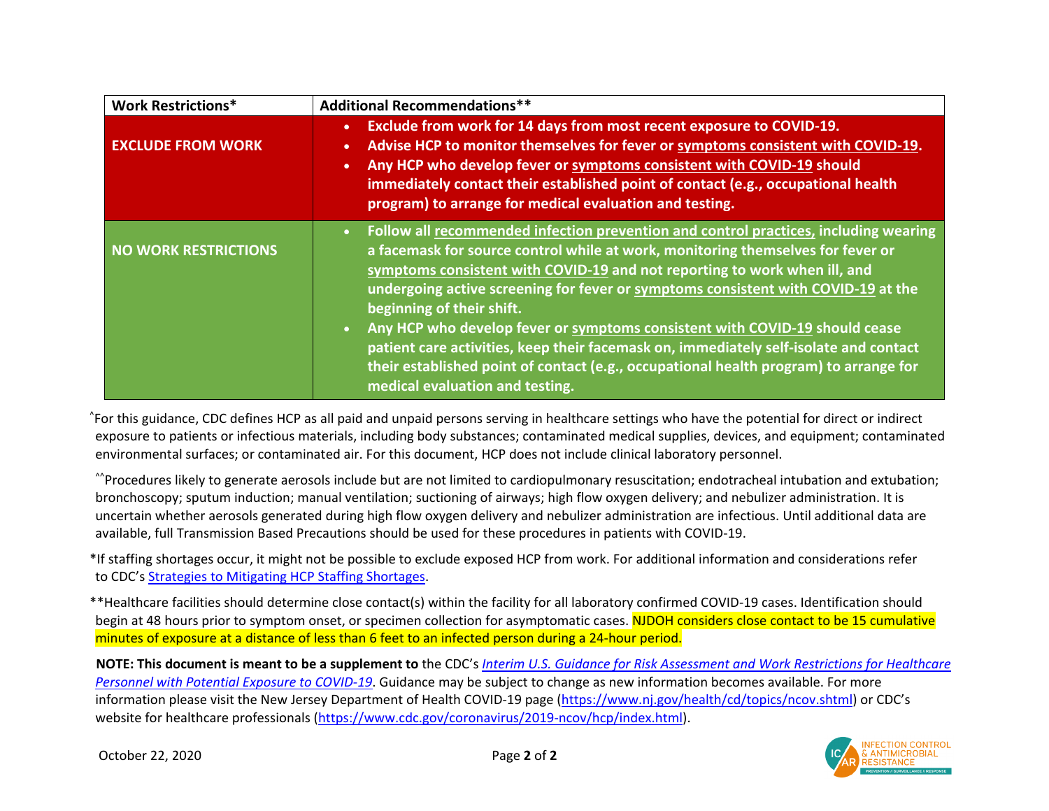| Work Restrictions* | Additional Recommendations** |
| --- | --- |
| **EXCLUDE FROM WORK** | • **Exclude from work for 14 days from most recent exposure to COVID-19.**<br>• **Advise HCP to monitor themselves for fever or symptoms consistent with COVID-19.**<br>• **Any HCP who develop fever or symptoms consistent with COVID-19 should immediately contact their established point of contact (e.g., occupational health program) to arrange for medical evaluation and testing.** |
| **NO WORK RESTRICTIONS** | • **Follow all recommended infection prevention and control practices, including wearing a facemask for source control while at work, monitoring themselves for fever or symptoms consistent with COVID-19 and not reporting to work when ill, and undergoing active screening for fever or symptoms consistent with COVID-19 at the beginning of their shift.**<br>• **Any HCP who develop fever or symptoms consistent with COVID-19 should cease patient care activities, keep their facemask on, immediately self-isolate and contact their established point of contact (e.g., occupational health program) to arrange for medical evaluation and testing.** |

^For this guidance, CDC defines HCP as all paid and unpaid persons serving in healthcare settings who have the potential for direct or indirect exposure to patients or infectious materials, including body substances; contaminated medical supplies, devices, and equipment; contaminated environmental surfaces; or contaminated air. For this document, HCP does not include clinical laboratory personnel.

^^Procedures likely to generate aerosols include but are not limited to cardiopulmonary resuscitation; endotracheal intubation and extubation; bronchoscopy; sputum induction; manual ventilation; suctioning of airways; high flow oxygen delivery; and nebulizer administration. It is uncertain whether aerosols generated during high flow oxygen delivery and nebulizer administration are infectious. Until additional data are available, full Transmission Based Precautions should be used for these procedures in patients with COVID-19.

*If staffing shortages occur, it might not be possible to exclude exposed HCP from work. For additional information and considerations refer to CDC's Strategies to Mitigating HCP Staffing Shortages.

**Healthcare facilities should determine close contact(s) within the facility for all laboratory confirmed COVID-19 cases. Identification should begin at 48 hours prior to symptom onset, or specimen collection for asymptomatic cases. NJDOH considers close contact to be 15 cumulative minutes of exposure at a distance of less than 6 feet to an infected person during a 24-hour period.

**NOTE: This document is meant to be a supplement to** the CDC's *Interim U.S. Guidance for Risk Assessment and Work Restrictions for Healthcare Personnel with Potential Exposure to COVID-19*. Guidance may be subject to change as new information becomes available. For more information please visit the New Jersey Department of Health COVID-19 page (https://www.nj.gov/health/cd/topics/ncov.shtml) or CDC's website for healthcare professionals (https://www.cdc.gov/coronavirus/2019-ncov/hcp/index.html).

October 22, 2020

IC AR INFECTION CONTROL & ANTIMICROBIAL RESISTANCE
PREVENTION | SURVEILLANCE | RESPONSE